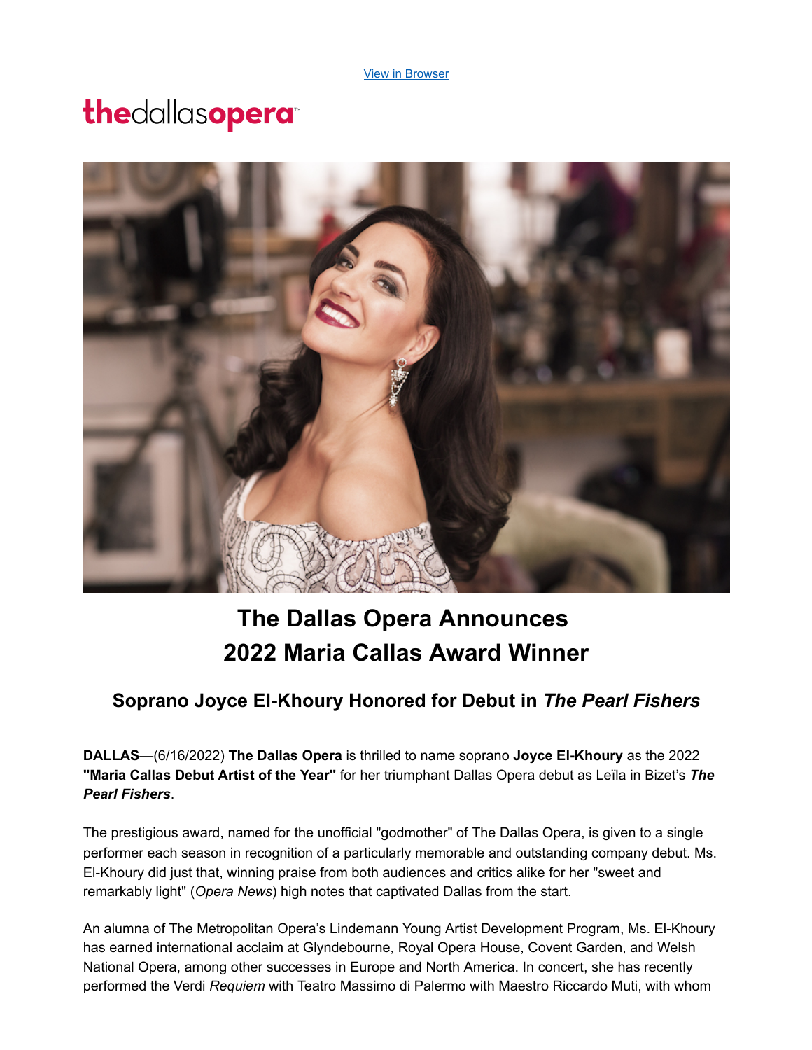View in Browser

thedallasopera

# The Dallas Opera Announces 2022 Maria Callas Award Winner

### Soprano Joyce El-Khoury Honored for Debut in *The Pearl Fishers*

**DALLAS**—(6/16/2022) **The Dallas Opera** is thrilled to name soprano **Joyce El-Khoury** as the 2022 **"Maria Callas Debut Artist of the Year"** for her triumphant Dallas Opera debut as Leïla in Bizet's ***The Pearl Fishers***.

The prestigious award, named for the unofficial "godmother" of The Dallas Opera, is given to a single performer each season in recognition of a particularly memorable and outstanding company debut. Ms. El-Khoury did just that, winning praise from both audiences and critics alike for her "sweet and remarkably light" (*Opera News*) high notes that captivated Dallas from the start.

An alumna of The Metropolitan Opera's Lindemann Young Artist Development Program, Ms. El-Khoury has earned international acclaim at Glyndebourne, Royal Opera House, Covent Garden, and Welsh National Opera, among other successes in Europe and North America. In concert, she has recently performed the Verdi *Requiem* with Teatro Massimo di Palermo with Maestro Riccardo Muti, with whom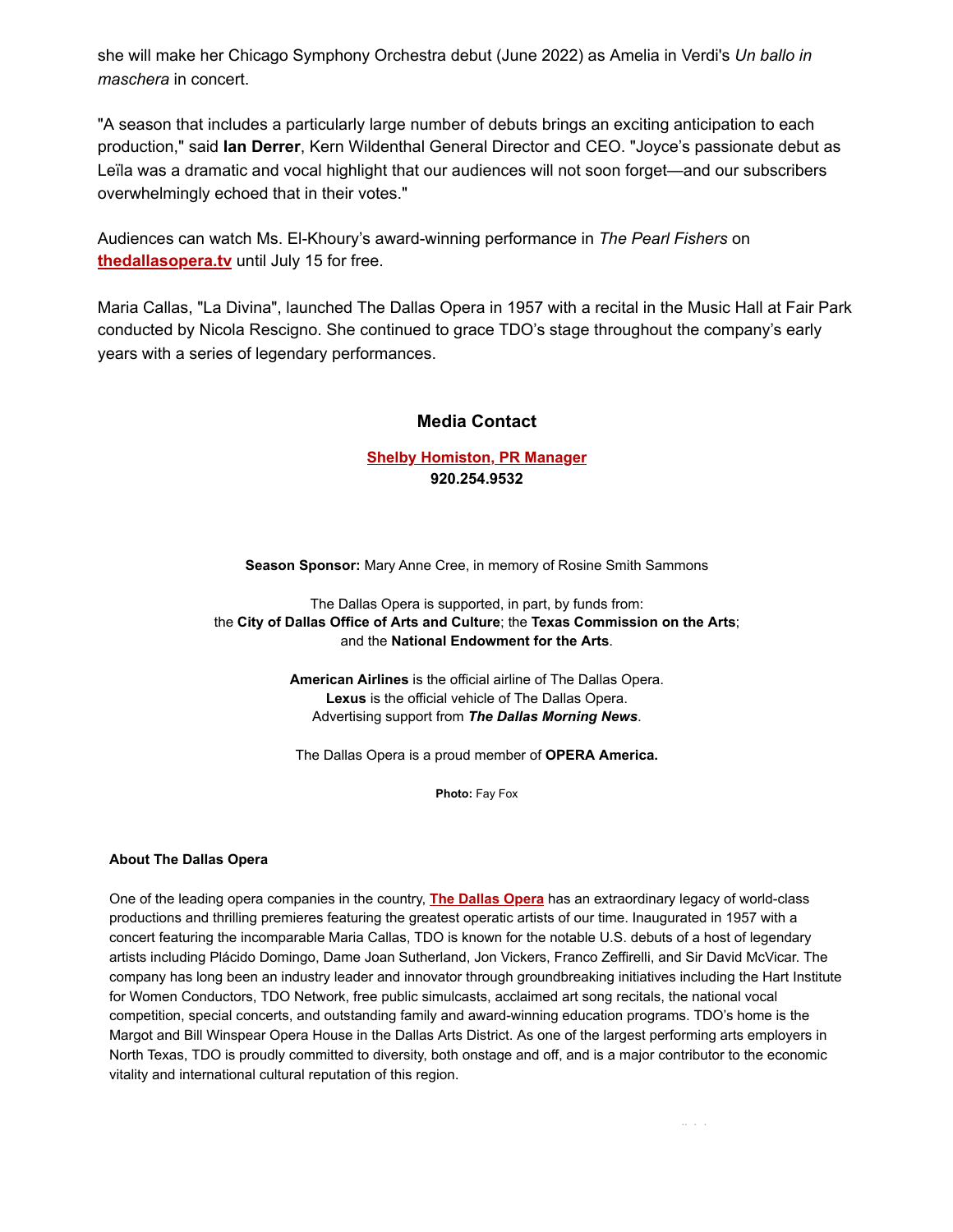she will make her Chicago Symphony Orchestra debut (June 2022) as Amelia in Verdi's *Un ballo in maschera* in concert.

"A season that includes a particularly large number of debuts brings an exciting anticipation to each production," said **Ian Derrer**, Kern Wildenthal General Director and CEO. "Joyce's passionate debut as Leïla was a dramatic and vocal highlight that our audiences will not soon forget—and our subscribers overwhelmingly echoed that in their votes."

Audiences can watch Ms. El-Khoury's award-winning performance in *The Pearl Fishers* on **thedallasopera.tv** until July 15 for free.

Maria Callas, "La Divina", launched The Dallas Opera in 1957 with a recital in the Music Hall at Fair Park conducted by Nicola Rescigno. She continued to grace TDO's stage throughout the company's early years with a series of legendary performances.

### Media Contact

**Shelby Homiston, PR Manager**
**920.254.9532**

**Season Sponsor:** Mary Anne Cree, in memory of Rosine Smith Sammons

The Dallas Opera is supported, in part, by funds from:
the **City of Dallas Office of Arts and Culture**; the **Texas Commission on the Arts**; and the **National Endowment for the Arts**.

**American Airlines** is the official airline of The Dallas Opera.
**Lexus** is the official vehicle of The Dallas Opera.
Advertising support from ***The Dallas Morning News***.

The Dallas Opera is a proud member of **OPERA America.**

**Photo:** Fay Fox

**About The Dallas Opera**

One of the leading opera companies in the country, **The Dallas Opera** has an extraordinary legacy of world-class productions and thrilling premieres featuring the greatest operatic artists of our time. Inaugurated in 1957 with a concert featuring the incomparable Maria Callas, TDO is known for the notable U.S. debuts of a host of legendary artists including Plácido Domingo, Dame Joan Sutherland, Jon Vickers, Franco Zeffirelli, and Sir David McVicar. The company has long been an industry leader and innovator through groundbreaking initiatives including the Hart Institute for Women Conductors, TDO Network, free public simulcasts, acclaimed art song recitals, the national vocal competition, special concerts, and outstanding family and award-winning education programs. TDO's home is the Margot and Bill Winspear Opera House in the Dallas Arts District. As one of the largest performing arts employers in North Texas, TDO is proudly committed to diversity, both onstage and off, and is a major contributor to the economic vitality and international cultural reputation of this region.